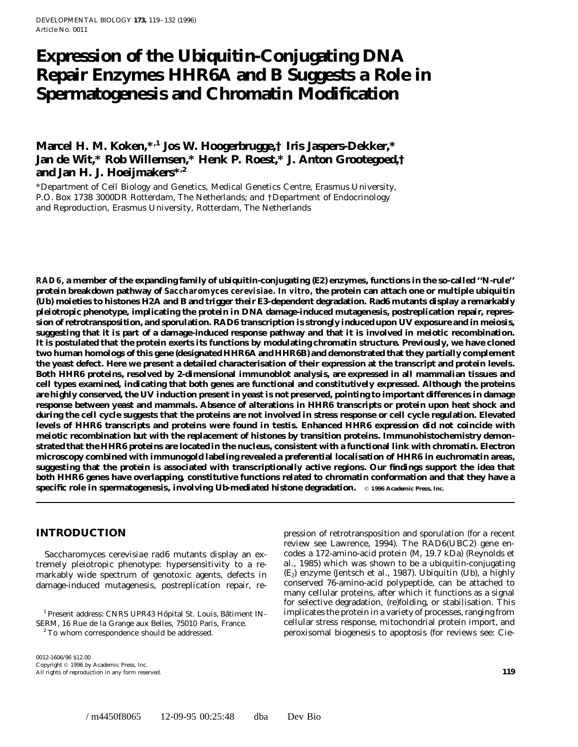# Expression of the Ubiquitin-Conjugating DNA Repair Enzymes HHR6A and B Suggests a Role in Spermatogenesis and Chromatin Modification

**Marcel H. M. Koken,*[,1] Jos W. Hoogerbrugge,† Iris Jaspers-Dekker,* Jan de Wit,* Rob Willemsen,* Henk P. Roest,* J. Anton Grootegoed,† and Jan H. J. Hoeijmakers*[,2]**

*Department of Cell Biology and Genetics, Medical Genetics Centre, Erasmus University, P.O. Box 1738 3000DR Rotterdam, The Netherlands; and †Department of Endocrinology and Reproduction, Erasmus University, Rotterdam, The Netherlands

***RAD6*, a member of the expanding family of ubiquitin-conjugating (E2) enzymes, functions in the so-called "N-rule" protein breakdown pathway of *Saccharomyces cerevisiae*. *In vitro*, the protein can attach one or multiple ubiquitin (Ub) moieties to histones H2A and B and trigger their E3-dependent degradation. Rad6 mutants display a remarkably pleiotropic phenotype, implicating the protein in DNA damage-induced mutagenesis, postreplication repair, repression of retrotransposition, and sporulation. RAD6 transcription is strongly induced upon UV exposure and in meiosis, suggesting that it is part of a damage-induced response pathway and that it is involved in meiotic recombination. It is postulated that the protein exerts its functions by modulating chromatin structure. Previously, we have cloned two human homologs of this gene (designated HHR6A and HHR6B) and demonstrated that they partially complement the yeast defect. Here we present a detailed characterisation of their expression at the transcript and protein levels. Both HHR6 proteins, resolved by 2-dimensional immunoblot analysis, are expressed in all mammalian tissues and cell types examined, indicating that both genes are functional and constitutively expressed. Although the proteins are highly conserved, the UV induction present in yeast is not preserved, pointing to important differences in damage response between yeast and mammals. Absence of alterations in HHR6 transcripts or protein upon heat shock and during the cell cycle suggests that the proteins are not involved in stress response or cell cycle regulation. Elevated levels of HHR6 transcripts and proteins were found in testis. Enhanced HHR6 expression did not coincide with meiotic recombination but with the replacement of histones by transition proteins. Immunohistochemistry demonstrated that the HHR6 proteins are located in the nucleus, consistent with a functional link with chromatin. Electron microscopy combined with immunogold labeling revealed a preferential localisation of HHR6 in euchromatin areas, suggesting that the protein is associated with transcriptionally active regions. Our findings support the idea that both HHR6 genes have overlapping, constitutive functions related to chromatin conformation and that they have a specific role in spermatogenesis, involving Ub-mediated histone degradation.** © 1996 Academic Press, Inc.

## INTRODUCTION

*Saccharomyces cerevisiae rad6* mutants display an extremely pleiotropic phenotype: hypersensitivity to a remarkably wide spectrum of genotoxic agents, defects in damage-induced mutagenesis, postreplication repair, repression of retrotransposition and sporulation (for a recent review see Lawrence, 1994). The RAD6(UBC2) gene encodes a 172-amino-acid protein ($M_r$ 19.7 kDa) (Reynolds et al., 1985) which was shown to be a ubiquitin-conjugating ($E_2$) enzyme (Jentsch et al., 1987). Ubiquitin (Ub), a highly conserved 76-amino-acid polypeptide, can be attached to many cellular proteins, after which it functions as a signal for selective degradation, (re)folding, or stabilisation. This implicates the protein in a variety of processes, ranging from cellular stress response, mitochondrial protein import, and peroxisomal biogenesis to apoptosis (for reviews see: Cie-

[1] Present address: CNRS UPR43 Hôpital St. Louis, Bâtiment INSERM, 16 Rue de la Grange aux Belles, 75010 Paris, France.

[2] To whom correspondence should be addressed.

0012-1606/96 $12.00
Copyright © 1996 by Academic Press, Inc.
All rights of reproduction in any form reserved.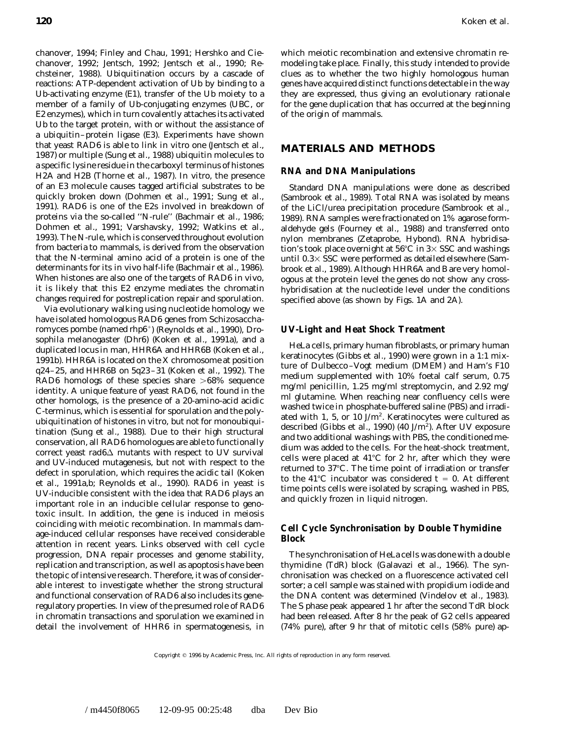chanover, 1994; Finley and Chau, 1991; Hershko and Ciechanover, 1992; Jentsch, 1992; Jentsch et al., 1990; Rechsteiner, 1988). Ubiquitination occurs by a cascade of reactions: ATP-dependent activation of Ub by binding to a Ub-activating enzyme (E1), transfer of the Ub moiety to a member of a family of Ub-conjugating enzymes (UBC, or E2 enzymes), which in turn covalently attaches its activated Ub to the target protein, with or without the assistance of a ubiquitin–protein ligase (E3). Experiments have shown that yeast RAD6 is able to link in vitro one (Jentsch et al., 1987) or multiple (Sung et al., 1988) ubiquitin molecules to a specific lysine residue in the carboxyl terminus of histones H2A and H2B (Thorne et al., 1987). In vitro, the presence of an E3 molecule causes tagged artificial substrates to be quickly broken down (Dohmen et al., 1991; Sung et al., 1991). RAD6 is one of the E2s involved in breakdown of proteins via the so-called "N-rule" (Bachmair et al., 1986; Dohmen et al., 1991; Varshavsky, 1992; Watkins et al., 1993). The N-rule, which is conserved throughout evolution from bacteria to mammals, is derived from the observation that the N-terminal amino acid of a protein is one of the determinants for its in vivo half-life (Bachmair et al., 1986). When histones are also one of the targets of RAD6 in vivo, it is likely that this E2 enzyme mediates the chromatin changes required for postreplication repair and sporulation.

Via evolutionary walking using nucleotide homology we have isolated homologous RAD6 genes from *Schizosaccharomyces pombe* (named *rhp6*$^{+}$) (Reynolds et al., 1990), *Drosophila melanogaster* (*Dhr6*) (Koken et al., 1991a), and a duplicated locus in man, *HHR6A* and *HHR6B* (Koken et al., 1991b). *HHR6A* is located on the X chromosome at position q24–25, and *HHR6B* on 5q23–31 (Koken et al., 1992). The RAD6 homologs of these species share >68% sequence identity. A unique feature of yeast RAD6, not found in the other homologs, is the presence of a 20-amino-acid acidic C-terminus, which is essential for sporulation and the polyubiquitination of histones in vitro, but not for monoubiquitination (Sung et al., 1988). Due to their high structural conservation, all RAD6 homologues are able to functionally correct yeast *rad6*Δ mutants with respect to UV survival and UV-induced mutagenesis, but not with respect to the defect in sporulation, which requires the acidic tail (Koken et al., 1991a,b; Reynolds et al., 1990). *RAD6* in yeast is UV-inducible consistent with the idea that RAD6 plays an important role in an inducible cellular response to genotoxic insult. In addition, the gene is induced in meiosis coinciding with meiotic recombination. In mammals damage-induced cellular responses have received considerable attention in recent years. Links observed with cell cycle progression, DNA repair processes and genome stability, replication and transcription, as well as apoptosis have been the topic of intensive research. Therefore, it was of considerable interest to investigate whether the strong structural and functional conservation of RAD6 also includes its gene-regulatory properties. In view of the presumed role of RAD6 in chromatin transactions and sporulation we examined in detail the involvement of HHR6 in spermatogenesis, in which meiotic recombination and extensive chromatin remodeling take place. Finally, this study intended to provide clues as to whether the two highly homologous human genes have acquired distinct functions detectable in the way they are expressed, thus giving an evolutionary rationale for the gene duplication that has occurred at the beginning of the origin of mammals.

## MATERIALS AND METHODS

### RNA and DNA Manipulations

Standard DNA manipulations were done as described (Sambrook et al., 1989). Total RNA was isolated by means of the LiCl/urea precipitation procedure (Sambrook et al., 1989). RNA samples were fractionated on 1% agarose formaldehyde gels (Fourney et al., 1988) and transferred onto nylon membranes (Zetaprobe, Hybond). RNA hybridisation's took place overnight at 56°C in 3× SSC and washings until 0.3× SSC were performed as detailed elsewhere (Sambrook et al., 1989). Although HHR6A and B are very homologous at the protein level the genes do not show any cross-hybridisation at the nucleotide level under the conditions specified above (as shown by Figs. 1A and 2A).

### UV-Light and Heat Shock Treatment

HeLa cells, primary human fibroblasts, or primary human keratinocytes (Gibbs et al., 1990) were grown in a 1:1 mixture of Dulbecco–Vogt medium (DMEM) and Ham's F10 medium supplemented with 10% foetal calf serum, 0.75 mg/ml penicillin, 1.25 mg/ml streptomycin, and 2.92 mg/ml glutamine. When reaching near confluency cells were washed twice in phosphate-buffered saline (PBS) and irradiated with 1, 5, or 10 J/m$^{2}$. Keratinocytes were cultured as described (Gibbs et al., 1990) (40 J/m$^{2}$). After UV exposure and two additional washings with PBS, the conditioned medium was added to the cells. For the heat-shock treatment, cells were placed at 41°C for 2 hr, after which they were returned to 37°C. The time point of irradiation or transfer to the 41°C incubator was considered $t = 0$. At different time points cells were isolated by scraping, washed in PBS, and quickly frozen in liquid nitrogen.

### Cell Cycle Synchronisation by Double Thymidine Block

The synchronisation of HeLa cells was done with a double thymidine (TdR) block (Galavazi et al., 1966). The synchronisation was checked on a fluorescence activated cell sorter; a cell sample was stained with propidium iodide and the DNA content was determined (Vindelov et al., 1983). The S phase peak appeared 1 hr after the second TdR block had been released. After 8 hr the peak of G2 cells appeared (74% pure), after 9 hr that of mitotic cells (58% pure) ap-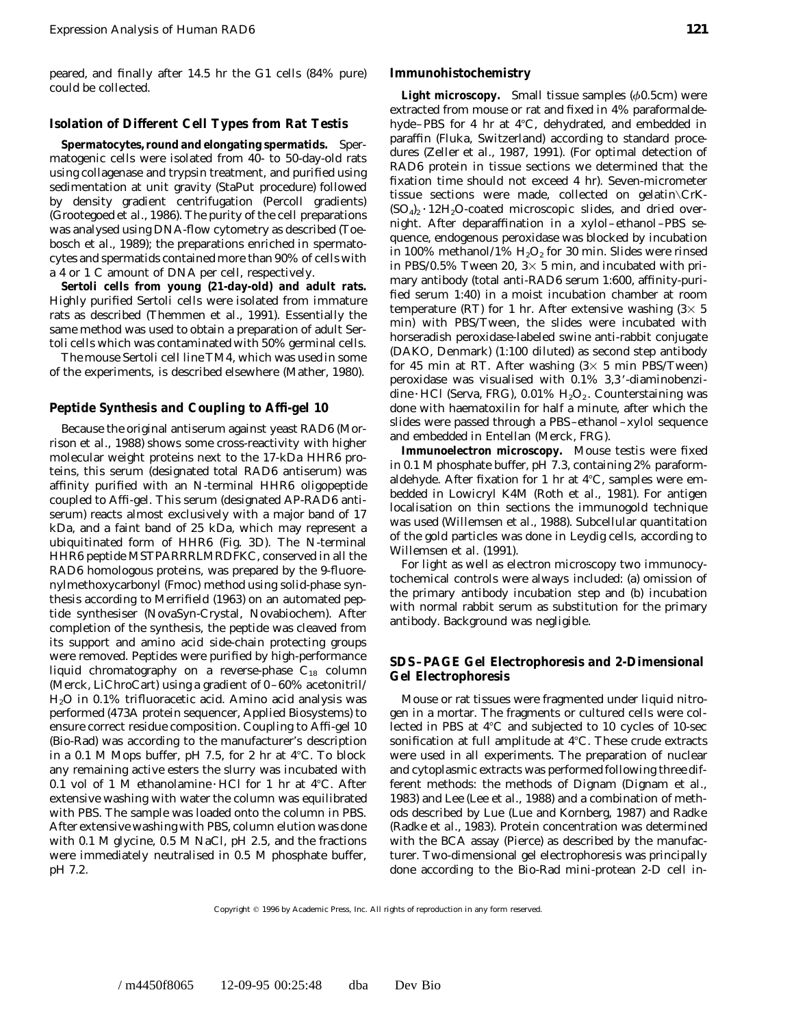peared, and finally after 14.5 hr the G1 cells (84% pure) could be collected.

## Isolation of Different Cell Types from Rat Testis

***Spermatocytes, round and elongating spermatids.*** Spermatogenic cells were isolated from 40- to 50-day-old rats using collagenase and trypsin treatment, and purified using sedimentation at unit gravity (StaPut procedure) followed by density gradient centrifugation (Percoll gradients) (Grootegoed *et al.*, 1986). The purity of the cell preparations was analysed using DNA-flow cytometry as described (Toebosch *et al.*, 1989); the preparations enriched in spermatocytes and spermatids contained more than 90% of cells with a 4 or 1 C amount of DNA per cell, respectively.

***Sertoli cells from young (21-day-old) and adult rats.*** Highly purified Sertoli cells were isolated from immature rats as described (Themmen *et al.*, 1991). Essentially the same method was used to obtain a preparation of adult Sertoli cells which was contaminated with 50% germinal cells.

The mouse Sertoli cell line TM4, which was used in some of the experiments, is described elsewhere (Mather, 1980).

## Peptide Synthesis and Coupling to Affi-gel 10

Because the original antiserum against yeast RAD6 (Morrison *et al.*, 1988) shows some cross-reactivity with higher molecular weight proteins next to the 17-kDa HHR6 proteins, this serum (designated total RAD6 antiserum) was affinity purified with an N-terminal HHR6 oligopeptide coupled to Affi-gel. This serum (designated AP-RAD6 antiserum) reacts almost exclusively with a major band of 17 kDa, and a faint band of 25 kDa, which may represent a ubiquitinated form of HHR6 (Fig. 3D). The N-terminal HHR6 peptide MSTPARRRLMRDFKC, conserved in all the RAD6 homologous proteins, was prepared by the 9-fluorenylmethoxycarbonyl (Fmoc) method using solid-phase synthesis according to Merrifield (1963) on an automated peptide synthesiser (NovaSyn-Crystal, Novabiochem). After completion of the synthesis, the peptide was cleaved from its support and amino acid side-chain protecting groups were removed. Peptides were purified by high-performance liquid chromatography on a reverse-phase $C_{18}$ column (Merck, LiChroCart) using a gradient of 0–60% acetonitril/$H_2O$ in 0.1% trifluoracetic acid. Amino acid analysis was performed (473A protein sequencer, Applied Biosystems) to ensure correct residue composition. Coupling to Affi-gel 10 (Bio-Rad) was according to the manufacturer's description in a 0.1 M Mops buffer, pH 7.5, for 2 hr at 4°C. To block any remaining active esters the slurry was incubated with 0.1 vol of 1 M ethanolamine · HCl for 1 hr at 4°C. After extensive washing with water the column was equilibrated with PBS. The sample was loaded onto the column in PBS. After extensive washing with PBS, column elution was done with 0.1 M glycine, 0.5 M NaCl, pH 2.5, and the fractions were immediately neutralised in 0.5 M phosphate buffer, pH 7.2.

## Immunohistochemistry

***Light microscopy.*** Small tissue samples (ϕ0.5cm) were extracted from mouse or rat and fixed in 4% paraformaldehyde–PBS for 4 hr at 4°C, dehydrated, and embedded in paraffin (Fluka, Switzerland) according to standard procedures (Zeller *et al.*, 1987, 1991). (For optimal detection of RAD6 protein in tissue sections we determined that the fixation time should not exceed 4 hr). Seven-micrometer tissue sections were made, collected on gelatin\CrK-$(SO_4)_2 \cdot 12H_2O$-coated microscopic slides, and dried overnight. After deparaffination in a xylol–ethanol–PBS sequence, endogenous peroxidase was blocked by incubation in 100% methanol/1% $H_2O_2$ for 30 min. Slides were rinsed in PBS/0.5% Tween 20, 3× 5 min, and incubated with primary antibody (total anti-RAD6 serum 1:600, affinity-purified serum 1:40) in a moist incubation chamber at room temperature (RT) for 1 hr. After extensive washing (3× 5 min) with PBS/Tween, the slides were incubated with horseradish peroxidase-labeled swine anti-rabbit conjugate (DAKO, Denmark) (1:100 diluted) as second step antibody for 45 min at RT. After washing (3× 5 min PBS/Tween) peroxidase was visualised with 0.1% 3,3′-diaminobenzidine · HCl (Serva, FRG), 0.01% $H_2O_2$. Counterstaining was done with haematoxilin for half a minute, after which the slides were passed through a PBS–ethanol–xylol sequence and embedded in Entellan (Merck, FRG).

***Immunoelectron microscopy.*** Mouse testis were fixed in 0.1 M phosphate buffer, pH 7.3, containing 2% paraformaldehyde. After fixation for 1 hr at 4°C, samples were embedded in Lowicryl K4M (Roth *et al.*, 1981). For antigen localisation on thin sections the immunogold technique was used (Willemsen *et al.*, 1988). Subcellular quantitation of the gold particles was done in Leydig cells, according to Willemsen *et al.* (1991).

For light as well as electron microscopy two immunocytochemical controls were always included: (a) omission of the primary antibody incubation step and (b) incubation with normal rabbit serum as substitution for the primary antibody. Background was negligible.

## SDS–PAGE Gel Electrophoresis and 2-Dimensional Gel Electrophoresis

Mouse or rat tissues were fragmented under liquid nitrogen in a mortar. The fragments or cultured cells were collected in PBS at 4°C and subjected to 10 cycles of 10-sec sonification at full amplitude at 4°C. These crude extracts were used in all experiments. The preparation of nuclear and cytoplasmic extracts was performed following three different methods: the methods of Dignam (Dignam *et al.*, 1983) and Lee (Lee *et al.*, 1988) and a combination of methods described by Lue (Lue and Kornberg, 1987) and Radke (Radke *et al.*, 1983). Protein concentration was determined with the BCA assay (Pierce) as described by the manufacturer. Two-dimensional gel electrophoresis was principally done according to the Bio-Rad mini-protean 2-D cell in-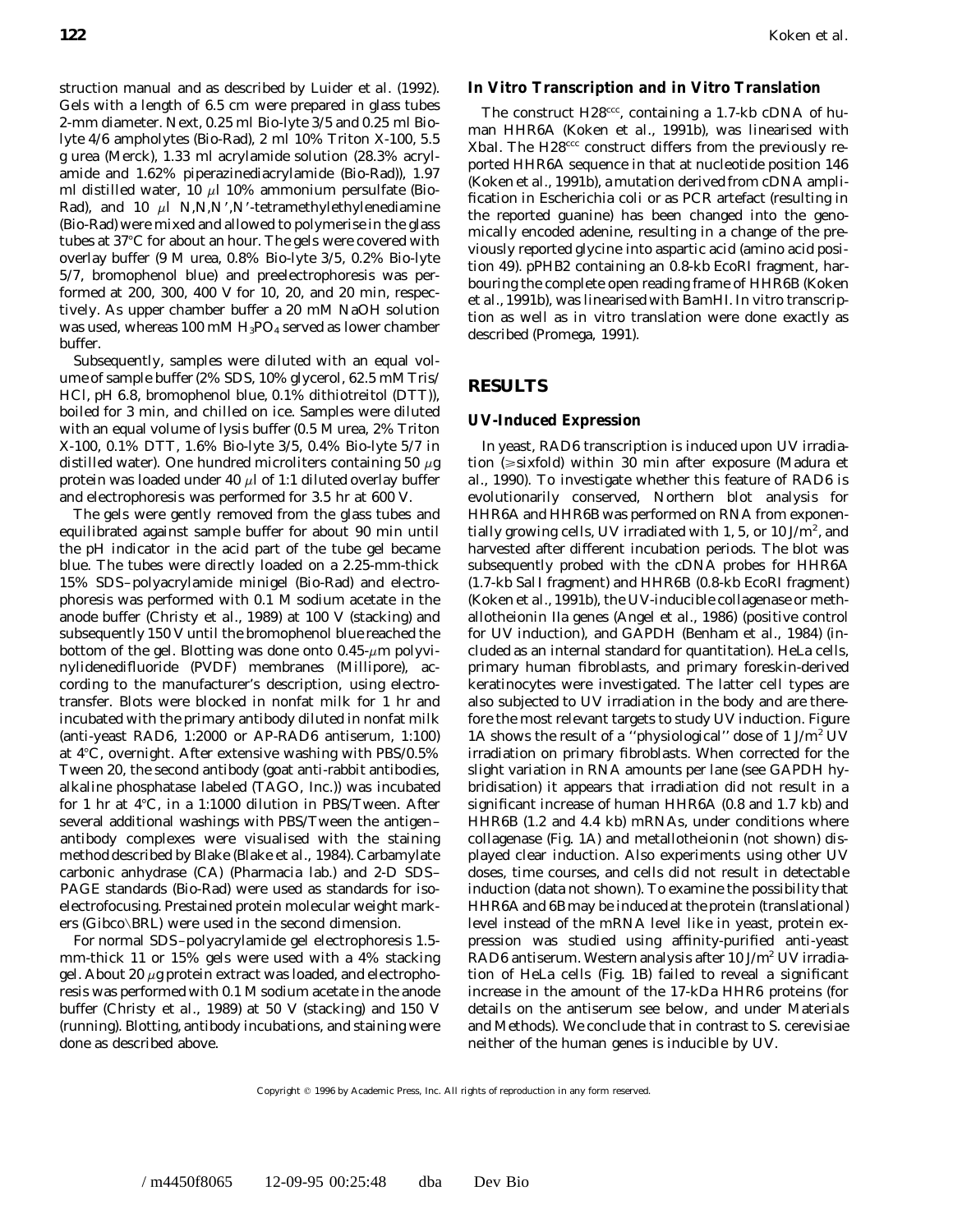struction manual and as described by Luider et al. (1992). Gels with a length of 6.5 cm were prepared in glass tubes 2-mm diameter. Next, 0.25 ml Bio-lyte 3/5 and 0.25 ml Bio-lyte 4/6 ampholytes (Bio-Rad), 2 ml 10% Triton X-100, 5.5 g urea (Merck), 1.33 ml acrylamide solution (28.3% acrylamide and 1.62% piperazinediacrylamide (Bio-Rad)), 1.97 ml distilled water, 10 $\mu$l 10% ammonium persulfate (Bio-Rad), and 10 $\mu$l N,N,N′,N′-tetramethylethylenediamine (Bio-Rad) were mixed and allowed to polymerise in the glass tubes at 37°C for about an hour. The gels were covered with overlay buffer (9 M urea, 0.8% Bio-lyte 3/5, 0.2% Bio-lyte 5/7, bromophenol blue) and preelectrophoresis was performed at 200, 300, 400 V for 10, 20, and 20 min, respectively. As upper chamber buffer a 20 mM NaOH solution was used, whereas 100 mM $H_3PO_4$ served as lower chamber buffer.

Subsequently, samples were diluted with an equal volume of sample buffer (2% SDS, 10% glycerol, 62.5 mM Tris/HCl, pH 6.8, bromophenol blue, 0.1% dithiotreitol (DTT)), boiled for 3 min, and chilled on ice. Samples were diluted with an equal volume of lysis buffer (0.5 M urea, 2% Triton X-100, 0.1% DTT, 1.6% Bio-lyte 3/5, 0.4% Bio-lyte 5/7 in distilled water). One hundred microliters containing 50 $\mu$g protein was loaded under 40 $\mu$l of 1:1 diluted overlay buffer and electrophoresis was performed for 3.5 hr at 600 V.

The gels were gently removed from the glass tubes and equilibrated against sample buffer for about 90 min until the pH indicator in the acid part of the tube gel became blue. The tubes were directly loaded on a 2.25-mm-thick 15% SDS–polyacrylamide minigel (Bio-Rad) and electrophoresis was performed with 0.1 M sodium acetate in the anode buffer (Christy et al., 1989) at 100 V (stacking) and subsequently 150 V until the bromophenol blue reached the bottom of the gel. Blotting was done onto 0.45-$\mu$m polyvinylidenedifluoride (PVDF) membranes (Millipore), according to the manufacturer's description, using electrotransfer. Blots were blocked in nonfat milk for 1 hr and incubated with the primary antibody diluted in nonfat milk (anti-yeast RAD6, 1:2000 or AP-RAD6 antiserum, 1:100) at 4°C, overnight. After extensive washing with PBS/0.5% Tween 20, the second antibody (goat anti-rabbit antibodies, alkaline phosphatase labeled (TAGO, Inc.)) was incubated for 1 hr at 4°C, in a 1:1000 dilution in PBS/Tween. After several additional washings with PBS/Tween the antigen–antibody complexes were visualised with the staining method described by Blake (Blake et al., 1984). Carbamylate carbonic anhydrase (CA) (Pharmacia lab.) and 2-D SDS–PAGE standards (Bio-Rad) were used as standards for isoelectrofocusing. Prestained protein molecular weight markers (Gibco\BRL) were used in the second dimension.

For normal SDS–polyacrylamide gel electrophoresis 1.5-mm-thick 11 or 15% gels were used with a 4% stacking gel. About 20 $\mu$g protein extract was loaded, and electrophoresis was performed with 0.1 M sodium acetate in the anode buffer (Christy et al., 1989) at 50 V (stacking) and 150 V (running). Blotting, antibody incubations, and staining were done as described above.

### *In Vitro* Transcription and *in Vitro* Translation

The construct H28$^{ccc}$, containing a 1.7-kb cDNA of human HHR6A (Koken et al., 1991b), was linearised with XbaI. The H28$^{ccc}$ construct differs from the previously reported HHR6A sequence in that at nucleotide position 146 (Koken et al., 1991b), a mutation derived from cDNA amplification in *Escherichia coli* or as PCR artefact (resulting in the reported guanine) has been changed into the genomically encoded adenine, resulting in a change of the previously reported glycine into aspartic acid (amino acid position 49). pPHB2 containing an 0.8-kb EcoRI fragment, harbouring the complete open reading frame of HHR6B (Koken et al., 1991b), was linearised with BamHI. In vitro transcription as well as in vitro translation were done exactly as described (Promega, 1991).

## RESULTS

### UV-Induced Expression

In yeast, RAD6 transcription is induced upon UV irradiation (≥sixfold) within 30 min after exposure (Madura et al., 1990). To investigate whether this feature of RAD6 is evolutionarily conserved, Northern blot analysis for HHR6A and HHR6B was performed on RNA from exponentially growing cells, UV irradiated with 1, 5, or 10 J/m$^2$, and harvested after different incubation periods. The blot was subsequently probed with the cDNA probes for HHR6A (1.7-kb SalI fragment) and HHR6B (0.8-kb EcoRI fragment) (Koken et al., 1991b), the UV-inducible collagenase or metallotheinonin IIa genes (Angel et al., 1986) (positive control for UV induction), and GAPDH (Benham et al., 1984) (included as an internal standard for quantitation). HeLa cells, primary human fibroblasts, and primary foreskin-derived keratinocytes were investigated. The latter cell types are also subjected to UV irradiation in the body and are therefore the most relevant targets to study UV induction. Figure 1A shows the result of a "physiological" dose of 1 J/m$^2$ UV irradiation on primary fibroblasts. When corrected for the slight variation in RNA amounts per lane (see GAPDH hybridisation) it appears that irradiation did not result in a significant increase of human HHR6A (0.8 and 1.7 kb) and HHR6B (1.2 and 4.4 kb) mRNAs, under conditions where collagenase (Fig. 1A) and metallotheinonin (not shown) displayed clear induction. Also experiments using other UV doses, time courses, and cells did not result in detectable induction (data not shown). To examine the possibility that HHR6A and 6B may be induced at the protein (translational) level instead of the mRNA level like in yeast, protein expression was studied using affinity-purified anti-yeast RAD6 antiserum. Western analysis after 10 J/m$^2$ UV irradiation of HeLa cells (Fig. 1B) failed to reveal a significant increase in the amount of the 17-kDa HHR6 proteins (for details on the antiserum see below, and under Materials and Methods). We conclude that in contrast to *S. cerevisiae* neither of the human genes is inducible by UV.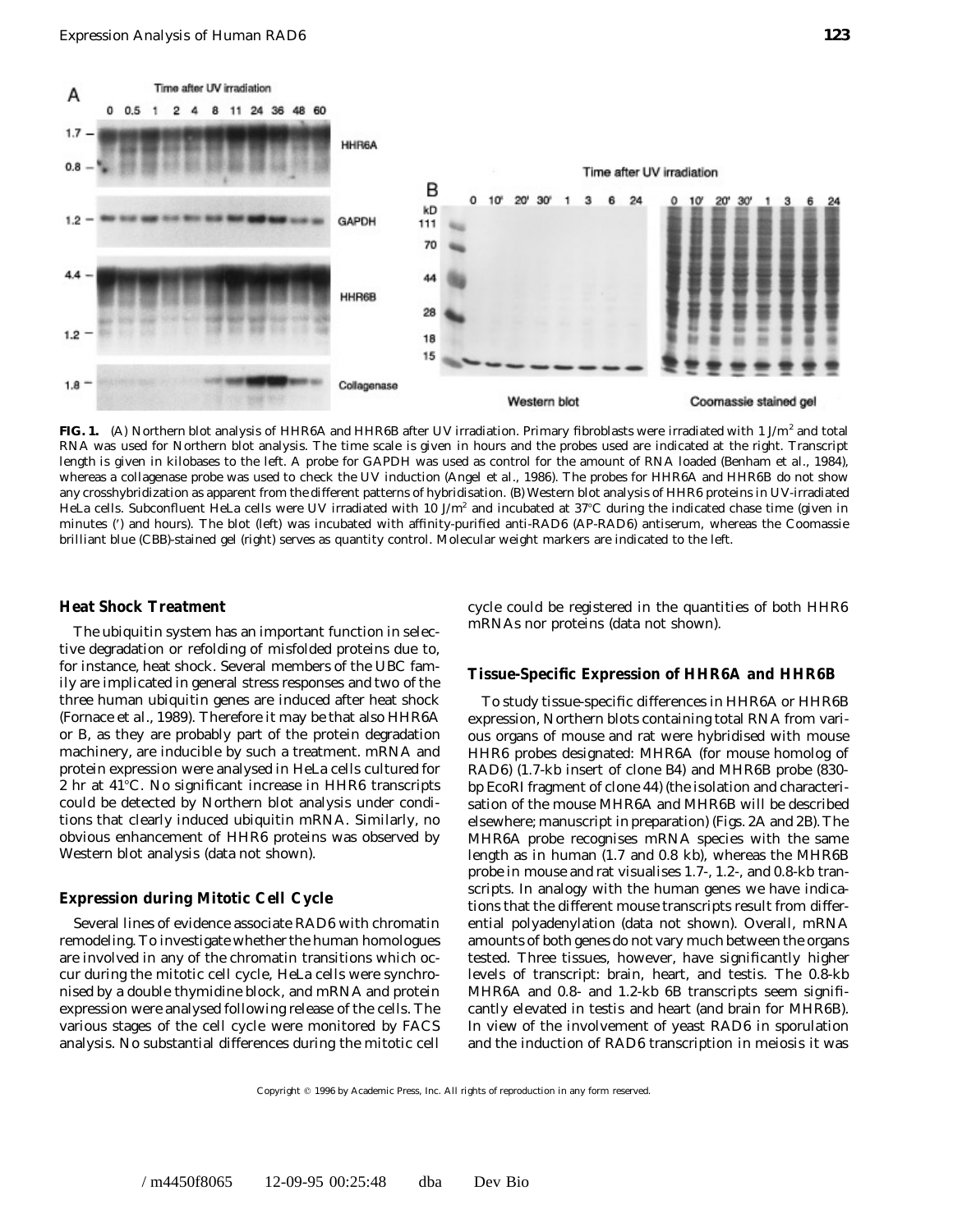**FIG. 1.** (A) Northern blot analysis of HHR6A and HHR6B after UV irradiation. Primary fibroblasts were irradiated with 1 J/m$^2$ and total RNA was used for Northern blot analysis. The time scale is given in hours and the probes used are indicated at the right. Transcript length is given in kilobases to the left. A probe for GAPDH was used as control for the amount of RNA loaded (Benham et al., 1984), whereas a collagenase probe was used to check the UV induction (Angel et al., 1986). The probes for HHR6A and HHR6B do not show any crosshybridization as apparent from the different patterns of hybridisation. (B) Western blot analysis of HHR6 proteins in UV-irradiated HeLa cells. Subconfluent HeLa cells were UV irradiated with 10 J/m$^2$ and incubated at 37°C during the indicated chase time (given in minutes (′) and hours). The blot (left) was incubated with affinity-purified anti-RAD6 (AP-RAD6) antiserum, whereas the Coomassie brilliant blue (CBB)-stained gel (right) serves as quantity control. Molecular weight markers are indicated to the left.

### Heat Shock Treatment

The ubiquitin system has an important function in selective degradation or refolding of misfolded proteins due to, for instance, heat shock. Several members of the UBC family are implicated in general stress responses and two of the three human ubiquitin genes are induced after heat shock (Fornace et al., 1989). Therefore it may be that also HHR6A or B, as they are probably part of the protein degradation machinery, are inducible by such a treatment. mRNA and protein expression were analysed in HeLa cells cultured for 2 hr at 41°C. No significant increase in HHR6 transcripts could be detected by Northern blot analysis under conditions that clearly induced ubiquitin mRNA. Similarly, no obvious enhancement of HHR6 proteins was observed by Western blot analysis (data not shown).

### Expression during Mitotic Cell Cycle

Several lines of evidence associate RAD6 with chromatin remodeling. To investigate whether the human homologues are involved in any of the chromatin transitions which occur during the mitotic cell cycle, HeLa cells were synchronised by a double thymidine block, and mRNA and protein expression were analysed following release of the cells. The various stages of the cell cycle were monitored by FACS analysis. No substantial differences during the mitotic cell cycle could be registered in the quantities of both HHR6 mRNAs nor proteins (data not shown).

### Tissue-Specific Expression of HHR6A and HHR6B

To study tissue-specific differences in HHR6A or HHR6B expression, Northern blots containing total RNA from various organs of mouse and rat were hybridised with mouse HHR6 probes designated: MHR6A (for mouse homolog of RAD6) (1.7-kb insert of clone B4) and MHR6B probe (830-bp EcoRI fragment of clone 44) (the isolation and characterisation of the mouse MHR6A and MHR6B will be described elsewhere; manuscript in preparation) (Figs. 2A and 2B). The MHR6A probe recognises mRNA species with the same length as in human (1.7 and 0.8 kb), whereas the MHR6B probe in mouse and rat visualises 1.7-, 1.2-, and 0.8-kb transcripts. In analogy with the human genes we have indications that the different mouse transcripts result from differential polyadenylation (data not shown). Overall, mRNA amounts of both genes do not vary much between the organs tested. Three tissues, however, have significantly higher levels of transcript: brain, heart, and testis. The 0.8-kb MHR6A and 0.8- and 1.2-kb 6B transcripts seem significantly elevated in testis and heart (and brain for MHR6B). In view of the involvement of yeast RAD6 in sporulation and the induction of RAD6 transcription in meiosis it was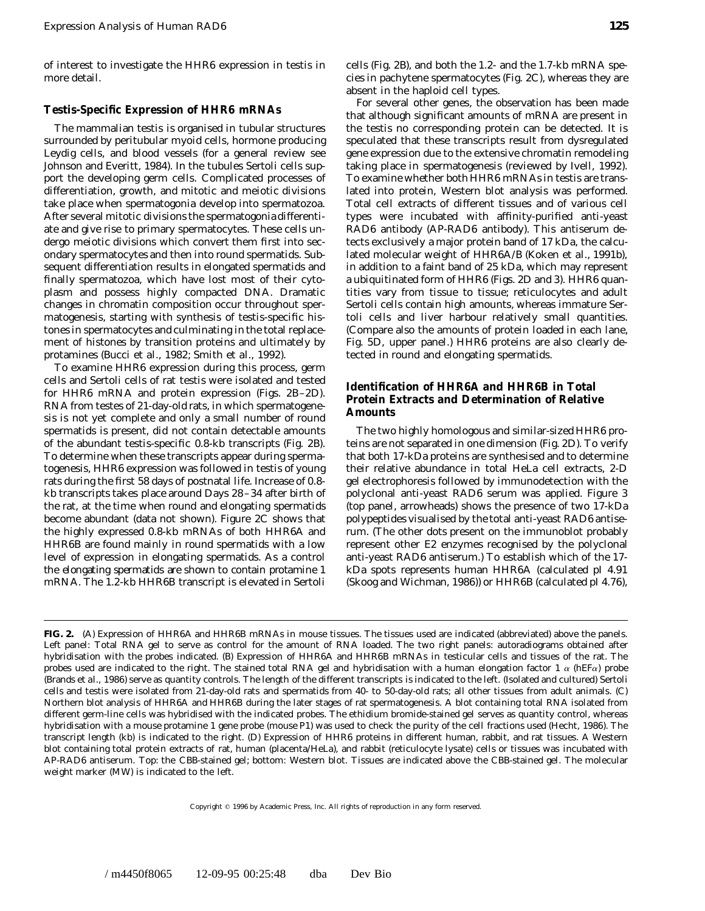of interest to investigate the HHR6 expression in testis in more detail.

### Testis-Specific Expression of HHR6 mRNAs

The mammalian testis is organised in tubular structures surrounded by peritubular myoid cells, hormone producing Leydig cells, and blood vessels (for a general review see Johnson and Everitt, 1984). In the tubules Sertoli cells support the developing germ cells. Complicated processes of differentiation, growth, and mitotic and meiotic divisions take place when spermatogonia develop into spermatozoa. After several mitotic divisions the spermatogonia differentiate and give rise to primary spermatocytes. These cells undergo meiotic divisions which convert them first into secondary spermatocytes and then into round spermatids. Subsequent differentiation results in elongated spermatids and finally spermatozoa, which have lost most of their cytoplasm and possess highly compacted DNA. Dramatic changes in chromatin composition occur throughout spermatogenesis, starting with synthesis of testis-specific histones in spermatocytes and culminating in the total replacement of histones by transition proteins and ultimately by protamines (Bucci *et al.*, 1982; Smith *et al.*, 1992).

To examine HHR6 expression during this process, germ cells and Sertoli cells of rat testis were isolated and tested for HHR6 mRNA and protein expression (Figs. 2B–2D). RNA from testes of 21-day-old rats, in which spermatogenesis is not yet complete and only a small number of round spermatids is present, did not contain detectable amounts of the abundant testis-specific 0.8-kb transcripts (Fig. 2B). To determine when these transcripts appear during spermatogenesis, HHR6 expression was followed in testis of young rats during the first 58 days of postnatal life. Increase of 0.8-kb transcripts takes place around Days 28–34 after birth of the rat, at the time when round and elongating spermatids become abundant (data not shown). Figure 2C shows that the highly expressed 0.8-kb mRNAs of both HHR6A and HHR6B are found mainly in round spermatids with a low level of expression in elongating spermatids. As a control the elongating spermatids are shown to contain protamine 1 mRNA. The 1.2-kb HHR6B transcript is elevated in Sertoli cells (Fig. 2B), and both the 1.2- and the 1.7-kb mRNA species in pachytene spermatocytes (Fig. 2C), whereas they are absent in the haploid cell types.

For several other genes, the observation has been made that although significant amounts of mRNA are present in the testis no corresponding protein can be detected. It is speculated that these transcripts result from dysregulated gene expression due to the extensive chromatin remodeling taking place in spermatogenesis (reviewed by Ivell, 1992). To examine whether both HHR6 mRNAs in testis are translated into protein, Western blot analysis was performed. Total cell extracts of different tissues and of various cell types were incubated with affinity-purified anti-yeast RAD6 antibody (AP-RAD6 antibody). This antiserum detects exclusively a major protein band of 17 kDa, the calculated molecular weight of HHR6A/B (Koken *et al.*, 1991b), in addition to a faint band of 25 kDa, which may represent a ubiquitinated form of HHR6 (Figs. 2D and 3). HHR6 quantities vary from tissue to tissue; reticulocytes and adult Sertoli cells contain high amounts, whereas immature Sertoli cells and liver harbour relatively small quantities. (Compare also the amounts of protein loaded in each lane, Fig. 5D, upper panel.) HHR6 proteins are also clearly detected in round and elongating spermatids.

### Identification of HHR6A and HHR6B in Total Protein Extracts and Determination of Relative Amounts

The two highly homologous and similar-sized HHR6 proteins are not separated in one dimension (Fig. 2D). To verify that both 17-kDa proteins are synthesised and to determine their relative abundance in total HeLa cell extracts, 2-D gel electrophoresis followed by immunodetection with the polyclonal anti-yeast RAD6 serum was applied. Figure 3 (top panel, arrowheads) shows the presence of two 17-kDa polypeptides visualised by the total anti-yeast RAD6 antiserum. (The other dots present on the immunoblot probably represent other E2 enzymes recognised by the polyclonal anti-yeast RAD6 antiserum.) To establish which of the 17-kDa spots represents human HHR6A (calculated pI 4.91 (Skoog and Wichman, 1986)) or HHR6B (calculated pI 4.76),

**FIG. 2.** (A) Expression of HHR6A and HHR6B mRNAs in mouse tissues. The tissues used are indicated (abbreviated) above the panels. Left panel: Total RNA gel to serve as control for the amount of RNA loaded. The two right panels: autoradiograms obtained after hybridisation with the probes indicated. (B) Expression of HHR6A and HHR6B mRNAs in testicular cells and tissues of the rat. The probes used are indicated to the right. The stained total RNA gel and hybridisation with a human elongation factor 1 $\alpha$ (hEF$\alpha$) probe (Brands *et al.*, 1986) serve as quantity controls. The length of the different transcripts is indicated to the left. (Isolated and cultured) Sertoli cells and testis were isolated from 21-day-old rats and spermatids from 40- to 50-day-old rats; all other tissues from adult animals. (C) Northern blot analysis of HHR6A and HHR6B during the later stages of rat spermatogenesis. A blot containing total RNA isolated from different germ-line cells was hybridised with the indicated probes. The ethidium bromide-stained gel serves as quantity control, whereas hybridisation with a mouse protamine 1 gene probe (mouse P1) was used to check the purity of the cell fractions used (Hecht, 1986). The transcript length (kb) is indicated to the right. (D) Expression of HHR6 proteins in different human, rabbit, and rat tissues. A Western blot containing total protein extracts of rat, human (placenta/HeLa), and rabbit (reticulocyte lysate) cells or tissues was incubated with AP-RAD6 antiserum. Top: the CBB-stained gel; bottom: Western blot. Tissues are indicated above the CBB-stained gel. The molecular weight marker (MW) is indicated to the left.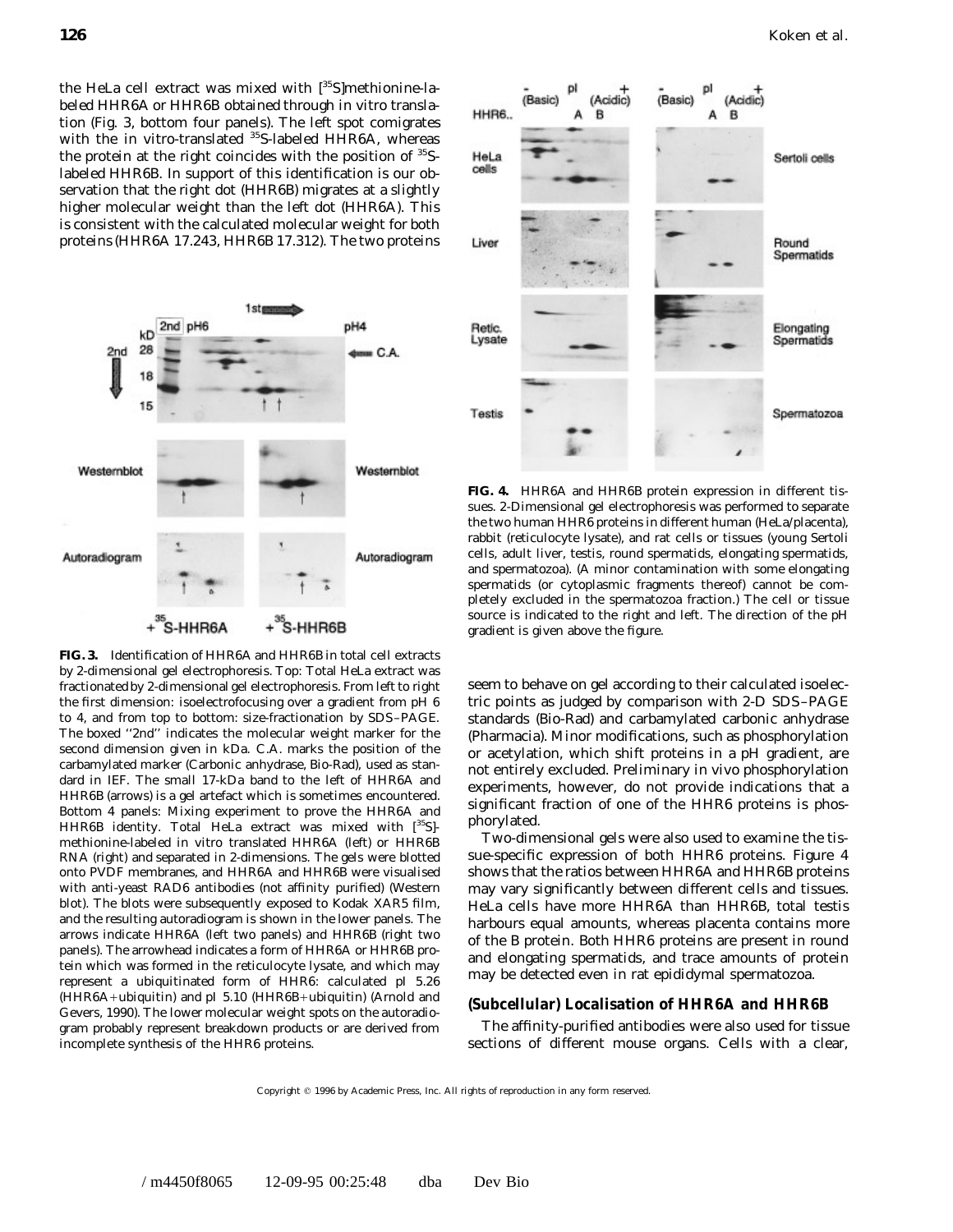the HeLa cell extract was mixed with [$^{35}$S]methionine-labeled HHR6A or HHR6B obtained through in vitro translation (Fig. 3, bottom four panels). The left spot comigrates with the in vitro-translated $^{35}$S-labeled HHR6A, whereas the protein at the right coincides with the position of $^{35}$S-labeled HHR6B. In support of this identification is our observation that the right dot (HHR6B) migrates at a slightly higher molecular weight than the left dot (HHR6A). This is consistent with the calculated molecular weight for both proteins (HHR6A 17.243, HHR6B 17.312). The two proteins seem to behave on gel according to their calculated isoelectric points as judged by comparison with 2-D SDS–PAGE standards (Bio-Rad) and carbamylated carbonic anhydrase (Pharmacia). Minor modifications, such as phosphorylation or acetylation, which shift proteins in a pH gradient, are not entirely excluded. Preliminary in vivo phosphorylation experiments, however, do not provide indications that a significant fraction of one of the HHR6 proteins is phosphorylated.

**FIG. 3.** Identification of HHR6A and HHR6B in total cell extracts by 2-dimensional gel electrophoresis. Top: Total HeLa extract was fractionated by 2-dimensional gel electrophoresis. From left to right the first dimension: isoelectrofocusing over a gradient from pH 6 to 4, and from top to bottom: size-fractionation by SDS–PAGE. The boxed "2nd" indicates the molecular weight marker for the second dimension given in kDa. C.A. marks the position of the carbamylated marker (Carbonic anhydrase, Bio-Rad), used as standard in IEF. The small 17-kDa band to the left of HHR6A and HHR6B (arrows) is a gel artefact which is sometimes encountered. Bottom 4 panels: Mixing experiment to prove the HHR6A and HHR6B identity. Total HeLa extract was mixed with [$^{35}$S]-methionine-labeled in vitro translated HHR6A (left) or HHR6B RNA (right) and separated in 2-dimensions. The gels were blotted onto PVDF membranes, and HHR6A and HHR6B were visualised with anti-yeast RAD6 antibodies (not affinity purified) (Western blot). The blots were subsequently exposed to Kodak XAR5 film, and the resulting autoradiogram is shown in the lower panels. The arrows indicate HHR6A (left two panels) and HHR6B (right two panels). The arrowhead indicates a form of HHR6A or HHR6B protein which was formed in the reticulocyte lysate, and which may represent a ubiquitinated form of HHR6: calculated pI 5.26 (HHR6A+ubiquitin) and pI 5.10 (HHR6B+ubiquitin) (Arnold and Gevers, 1990). The lower molecular weight spots on the autoradiogram probably represent breakdown products or are derived from incomplete synthesis of the HHR6 proteins.

**FIG. 4.** HHR6A and HHR6B protein expression in different tissues. 2-Dimensional gel electrophoresis was performed to separate the two human HHR6 proteins in different human (HeLa/placenta), rabbit (reticulocyte lysate), and rat cells or tissues (young Sertoli cells, adult liver, testis, round spermatids, elongating spermatids, and spermatozoa). (A minor contamination with some elongating spermatids (or cytoplasmic fragments thereof) cannot be completely excluded in the spermatozoa fraction.) The cell or tissue source is indicated to the right and left. The direction of the pH gradient is given above the figure.

Two-dimensional gels were also used to examine the tissue-specific expression of both HHR6 proteins. Figure 4 shows that the ratios between HHR6A and HHR6B proteins may vary significantly between different cells and tissues. HeLa cells have more HHR6A than HHR6B, total testis harbours equal amounts, whereas placenta contains more of the B protein. Both HHR6 proteins are present in round and elongating spermatids, and trace amounts of protein may be detected even in rat epididymal spermatozoa.

## (Subcellular) Localisation of HHR6A and HHR6B

The affinity-purified antibodies were also used for tissue sections of different mouse organs. Cells with a clear,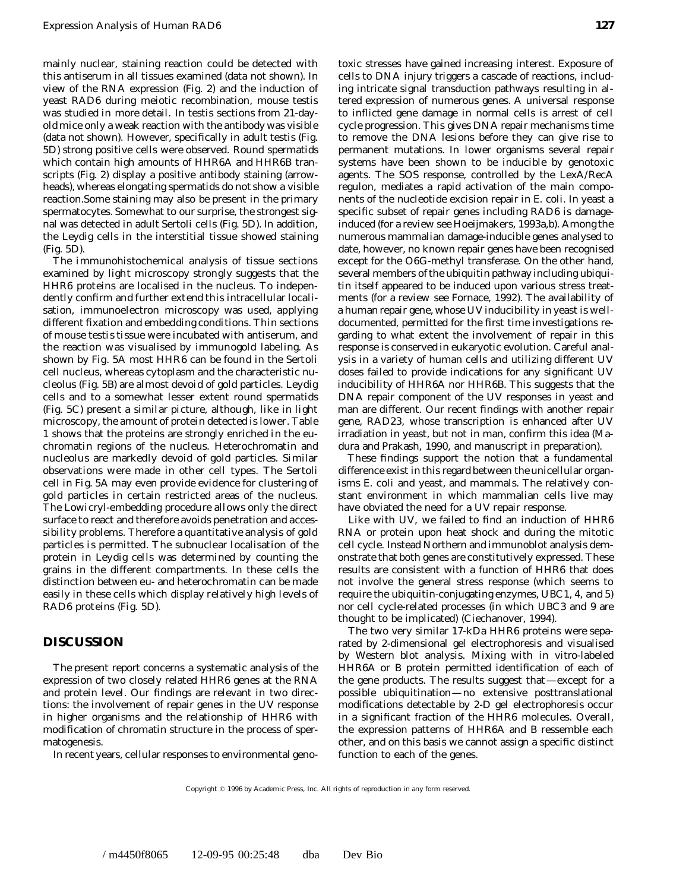mainly nuclear, staining reaction could be detected with this antiserum in all tissues examined (data not shown). In view of the RNA expression (Fig. 2) and the induction of yeast RAD6 during meiotic recombination, mouse testis was studied in more detail. In testis sections from 21-day-old mice only a weak reaction with the antibody was visible (data not shown). However, specifically in adult testis (Fig. 5D) strong positive cells were observed. Round spermatids which contain high amounts of HHR6A and HHR6B transcripts (Fig. 2) display a positive antibody staining (arrowheads), whereas elongating spermatids do not show a visible reaction.Some staining may also be present in the primary spermatocytes. Somewhat to our surprise, the strongest signal was detected in adult Sertoli cells (Fig. 5D). In addition, the Leydig cells in the interstitial tissue showed staining (Fig. 5D).

The immunohistochemical analysis of tissue sections examined by light microscopy strongly suggests that the HHR6 proteins are localised in the nucleus. To independently confirm and further extend this intracellular localisation, immunoelectron microscopy was used, applying different fixation and embedding conditions. Thin sections of mouse testis tissue were incubated with antiserum, and the reaction was visualised by immunogold labeling. As shown by Fig. 5A most HHR6 can be found in the Sertoli cell nucleus, whereas cytoplasm and the characteristic nucleolus (Fig. 5B) are almost devoid of gold particles. Leydig cells and to a somewhat lesser extent round spermatids (Fig. 5C) present a similar picture, although, like in light microscopy, the amount of protein detected is lower. Table 1 shows that the proteins are strongly enriched in the euchromatin regions of the nucleus. Heterochromatin and nucleolus are markedly devoid of gold particles. Similar observations were made in other cell types. The Sertoli cell in Fig. 5A may even provide evidence for clustering of gold particles in certain restricted areas of the nucleus. The Lowicryl-embedding procedure allows only the direct surface to react and therefore avoids penetration and accessibility problems. Therefore a quantitative analysis of gold particles is permitted. The subnuclear localisation of the protein in Leydig cells was determined by counting the grains in the different compartments. In these cells the distinction between eu- and heterochromatin can be made easily in these cells which display relatively high levels of RAD6 proteins (Fig. 5D).

## DISCUSSION

The present report concerns a systematic analysis of the expression of two closely related HHR6 genes at the RNA and protein level. Our findings are relevant in two directions: the involvement of repair genes in the UV response in higher organisms and the relationship of HHR6 with modification of chromatin structure in the process of spermatogenesis.

In recent years, cellular responses to environmental genotoxic stresses have gained increasing interest. Exposure of cells to DNA injury triggers a cascade of reactions, including intricate signal transduction pathways resulting in altered expression of numerous genes. A universal response to inflicted gene damage in normal cells is arrest of cell cycle progression. This gives DNA repair mechanisms time to remove the DNA lesions before they can give rise to permanent mutations. In lower organisms several repair systems have been shown to be inducible by genotoxic agents. The SOS response, controlled by the LexA/RecA regulon, mediates a rapid activation of the main components of the nucleotide excision repair in *E. coli*. In yeast a specific subset of repair genes including RAD6 is damage-induced (for a review see Hoeijmakers, 1993a,b). Among the numerous mammalian damage-inducible genes analysed to date, however, no known repair genes have been recognised except for the O6G-methyl transferase. On the other hand, several members of the ubiquitin pathway including ubiquitin itself appeared to be induced upon various stress treatments (for a review see Fornace, 1992). The availability of a human repair gene, whose UV inducibility in yeast is well-documented, permitted for the first time investigations regarding to what extent the involvement of repair in this response is conserved in eukaryotic evolution. Careful analysis in a variety of human cells and utilizing different UV doses failed to provide indications for any significant UV inducibility of HHR6A nor HHR6B. This suggests that the DNA repair component of the UV responses in yeast and man are different. Our recent findings with another repair gene, RAD23, whose transcription is enhanced after UV irradiation in yeast, but not in man, confirm this idea (Madura and Prakash, 1990, and manuscript in preparation).

These findings support the notion that a fundamental difference exist in this regard between the unicellular organisms *E. coli* and yeast, and mammals. The relatively constant environment in which mammalian cells live may have obviated the need for a UV repair response.

Like with UV, we failed to find an induction of HHR6 RNA or protein upon heat shock and during the mitotic cell cycle. Instead Northern and immunoblot analysis demonstrate that both genes are constitutively expressed. These results are consistent with a function of HHR6 that does not involve the general stress response (which seems to require the ubiquitin-conjugating enzymes, UBC1, 4, and 5) nor cell cycle-related processes (in which UBC3 and 9 are thought to be implicated) (Ciechanover, 1994).

The two very similar 17-kDa HHR6 proteins were separated by 2-dimensional gel electrophoresis and visualised by Western blot analysis. Mixing with in vitro-labeled HHR6A or B protein permitted identification of each of the gene products. The results suggest that—except for a possible ubiquitination—no extensive posttranslational modifications detectable by 2-D gel electrophoresis occur in a significant fraction of the HHR6 molecules. Overall, the expression patterns of HHR6A and B ressemble each other, and on this basis we cannot assign a specific distinct function to each of the genes.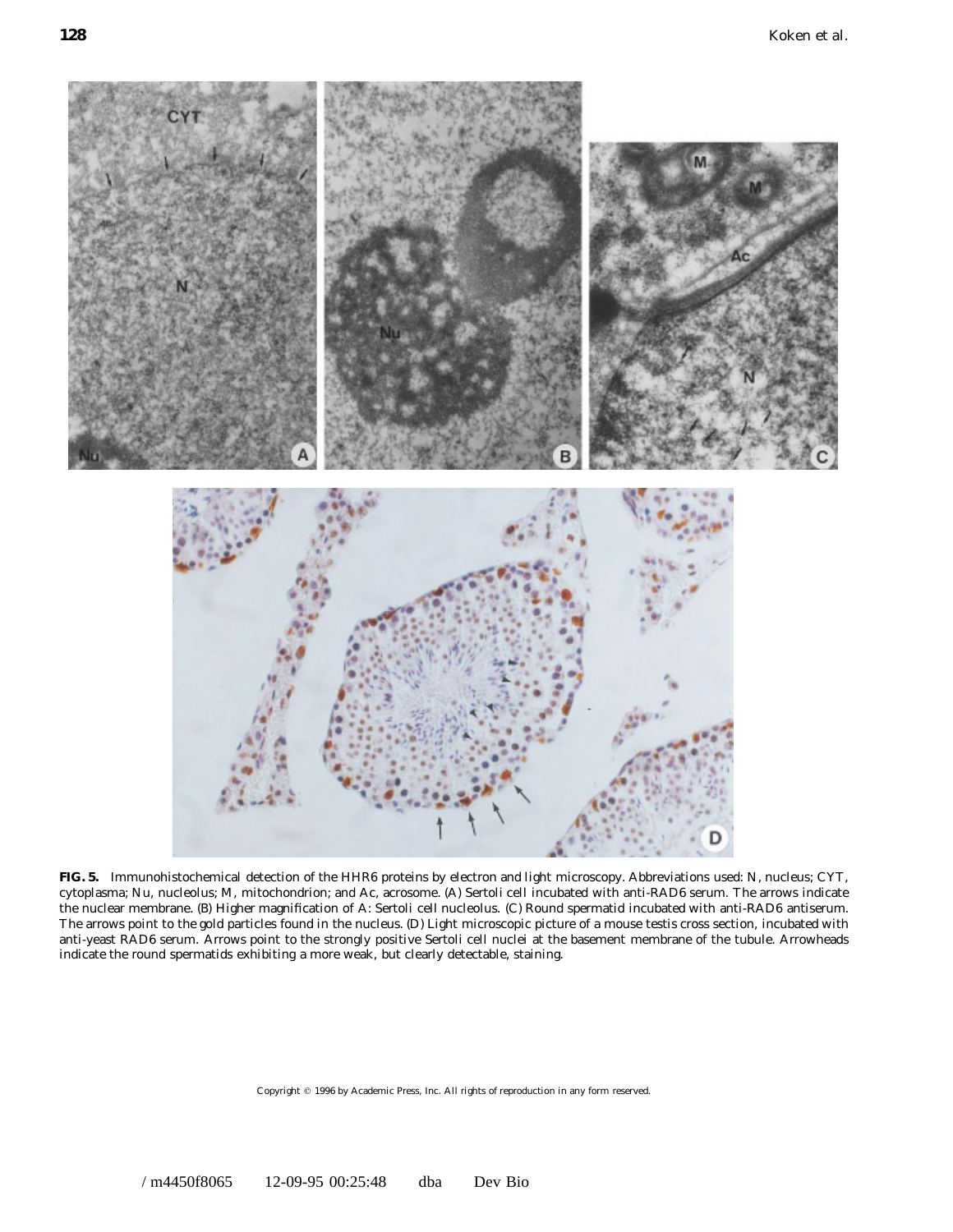**FIG. 5.** Immunohistochemical detection of the HHR6 proteins by electron and light microscopy. Abbreviations used: N, nucleus; CYT, cytoplasma; Nu, nucleolus; M, mitochondrion; and Ac, acrosome. (A) Sertoli cell incubated with anti-RAD6 serum. The arrows indicate the nuclear membrane. (B) Higher magnification of A: Sertoli cell nucleolus. (C) Round spermatid incubated with anti-RAD6 antiserum. The arrows point to the gold particles found in the nucleus. (D) Light microscopic picture of a mouse testis cross section, incubated with anti-yeast RAD6 serum. Arrows point to the strongly positive Sertoli cell nuclei at the basement membrane of the tubule. Arrowheads indicate the round spermatids exhibiting a more weak, but clearly detectable, staining.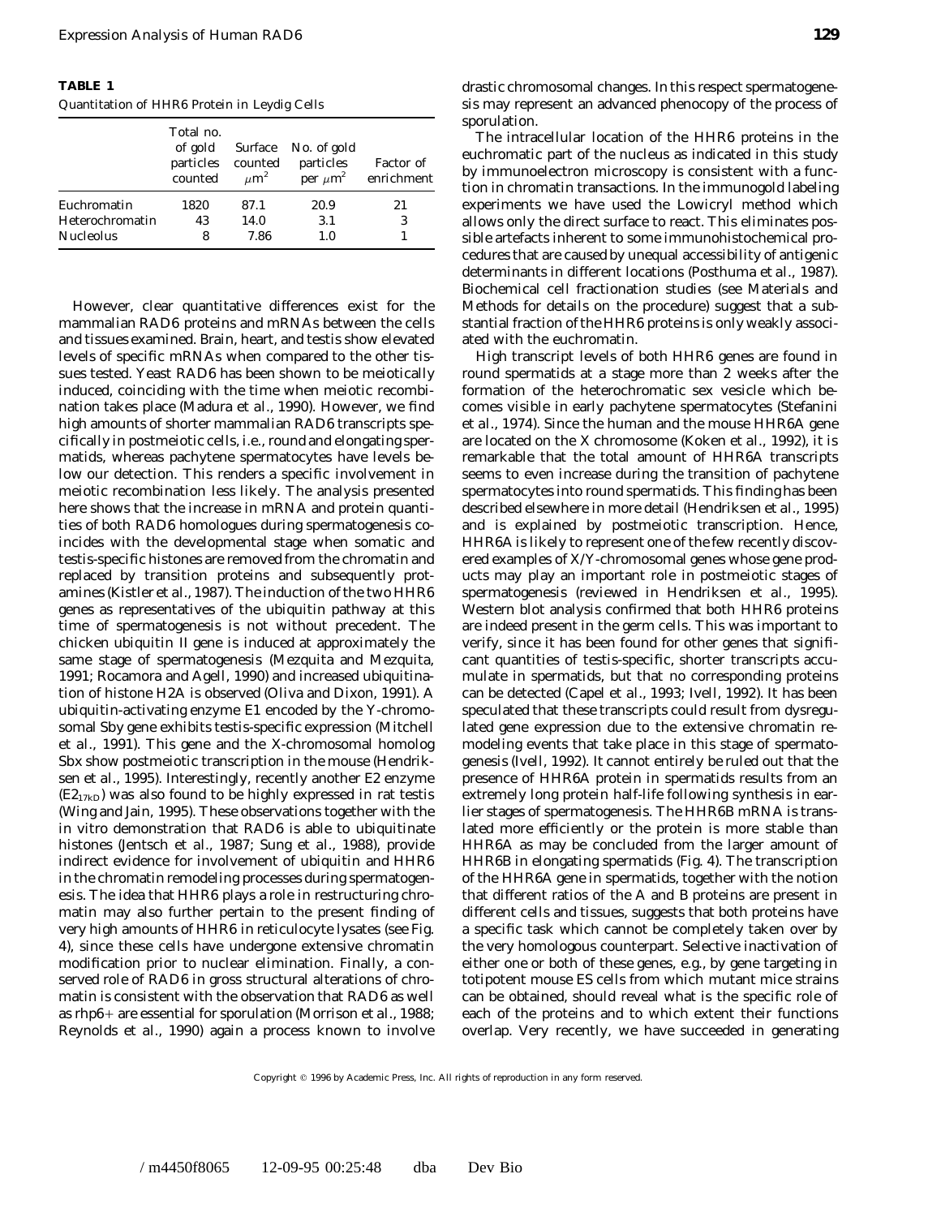**TABLE 1**
Quantitation of HHR6 Protein in Leydig Cells

| | Total no. of gold particles counted | Surface counted $\mu m^2$ | No. of gold particles per $\mu m^2$ | Factor of enrichment |
|---|---|---|---|---|
| Euchromatin | 1820 | 87.1 | 20.9 | 21 |
| Heterochromatin | 43 | 14.0 | 3.1 | 3 |
| Nucleolus | 8 | 7.86 | 1.0 | 1 |

However, clear quantitative differences exist for the mammalian RAD6 proteins and mRNAs between the cells and tissues examined. Brain, heart, and testis show elevated levels of specific mRNAs when compared to the other tissues tested. Yeast RAD6 has been shown to be meiotically induced, coinciding with the time when meiotic recombination takes place (Madura *et al.*, 1990). However, we find high amounts of shorter mammalian RAD6 transcripts specifically in postmeiotic cells, i.e., round and elongating spermatids, whereas pachytene spermatocytes have levels below our detection. This renders a specific involvement in meiotic recombination less likely. The analysis presented here shows that the increase in mRNA and protein quantities of both RAD6 homologues during spermatogenesis coincides with the developmental stage when somatic and testis-specific histones are removed from the chromatin and replaced by transition proteins and subsequently protamines (Kistler *et al.*, 1987). The induction of the two HHR6 genes as representatives of the ubiquitin pathway at this time of spermatogenesis is not without precedent. The chicken ubiquitin II gene is induced at approximately the same stage of spermatogenesis (Mezquita and Mezquita, 1991; Rocamora and Agell, 1990) and increased ubiquitination of histone H2A is observed (Oliva and Dixon, 1991). A ubiquitin-activating enzyme E1 encoded by the Y-chromosomal Sby gene exhibits testis-specific expression (Mitchell *et al.*, 1991). This gene and the X-chromosomal homolog Sbx show postmeiotic transcription in the mouse (Hendriksen *et al.*, 1995). Interestingly, recently another E2 enzyme ($E2_{17kD}$) was also found to be highly expressed in rat testis (Wing and Jain, 1995). These observations together with the *in vitro* demonstration that RAD6 is able to ubiquitinate histones (Jentsch *et al.*, 1987; Sung *et al.*, 1988), provide indirect evidence for involvement of ubiquitin and HHR6 in the chromatin remodeling processes during spermatogenesis. The idea that HHR6 plays a role in restructuring chromatin may also further pertain to the present finding of very high amounts of HHR6 in reticulocyte lysates (see Fig. 4), since these cells have undergone extensive chromatin modification prior to nuclear elimination. Finally, a conserved role of RAD6 in gross structural alterations of chromatin is consistent with the observation that RAD6 as well as rhp6+ are essential for sporulation (Morrison *et al.*, 1988; Reynolds *et al.*, 1990) again a process known to involve drastic chromosomal changes. In this respect spermatogenesis may represent an advanced phenocopy of the process of sporulation.

The intracellular location of the HHR6 proteins in the euchromatic part of the nucleus as indicated in this study by immunoelectron microscopy is consistent with a function in chromatin transactions. In the immunogold labeling experiments we have used the Lowicryl method which allows only the direct surface to react. This eliminates possible artefacts inherent to some immunohistochemical procedures that are caused by unequal accessibility of antigenic determinants in different locations (Posthuma *et al.*, 1987). Biochemical cell fractionation studies (see Materials and Methods for details on the procedure) suggest that a substantial fraction of the HHR6 proteins is only weakly associated with the euchromatin.

High transcript levels of both HHR6 genes are found in round spermatids at a stage more than 2 weeks after the formation of the heterochromatic sex vesicle which becomes visible in early pachytene spermatocytes (Stefanini *et al.*, 1974). Since the human and the mouse HHR6A gene are located on the X chromosome (Koken *et al.*, 1992), it is remarkable that the total amount of HHR6A transcripts seems to even increase during the transition of pachytene spermatocytes into round spermatids. This finding has been described elsewhere in more detail (Hendriksen *et al.*, 1995) and is explained by postmeiotic transcription. Hence, HHR6A is likely to represent one of the few recently discovered examples of X/Y-chromosomal genes whose gene products may play an important role in postmeiotic stages of spermatogenesis (reviewed in Hendriksen *et al.*, 1995). Western blot analysis confirmed that both HHR6 proteins are indeed present in the germ cells. This was important to verify, since it has been found for other genes that significant quantities of testis-specific, shorter transcripts accumulate in spermatids, but that no corresponding proteins can be detected (Capel *et al.*, 1993; Ivell, 1992). It has been speculated that these transcripts could result from dysregulated gene expression due to the extensive chromatin remodeling events that take place in this stage of spermatogenesis (Ivell, 1992). It cannot entirely be ruled out that the presence of HHR6A protein in spermatids results from an extremely long protein half-life following synthesis in earlier stages of spermatogenesis. The HHR6B mRNA is translated more efficiently or the protein is more stable than HHR6A as may be concluded from the larger amount of HHR6B in elongating spermatids (Fig. 4). The transcription of the HHR6A gene in spermatids, together with the notion that different ratios of the A and B proteins are present in different cells and tissues, suggests that both proteins have a specific task which cannot be completely taken over by the very homologous counterpart. Selective inactivation of either one or both of these genes, e.g., by gene targeting in totipotent mouse ES cells from which mutant mice strains can be obtained, should reveal what is the specific role of each of the proteins and to which extent their functions overlap. Very recently, we have succeeded in generating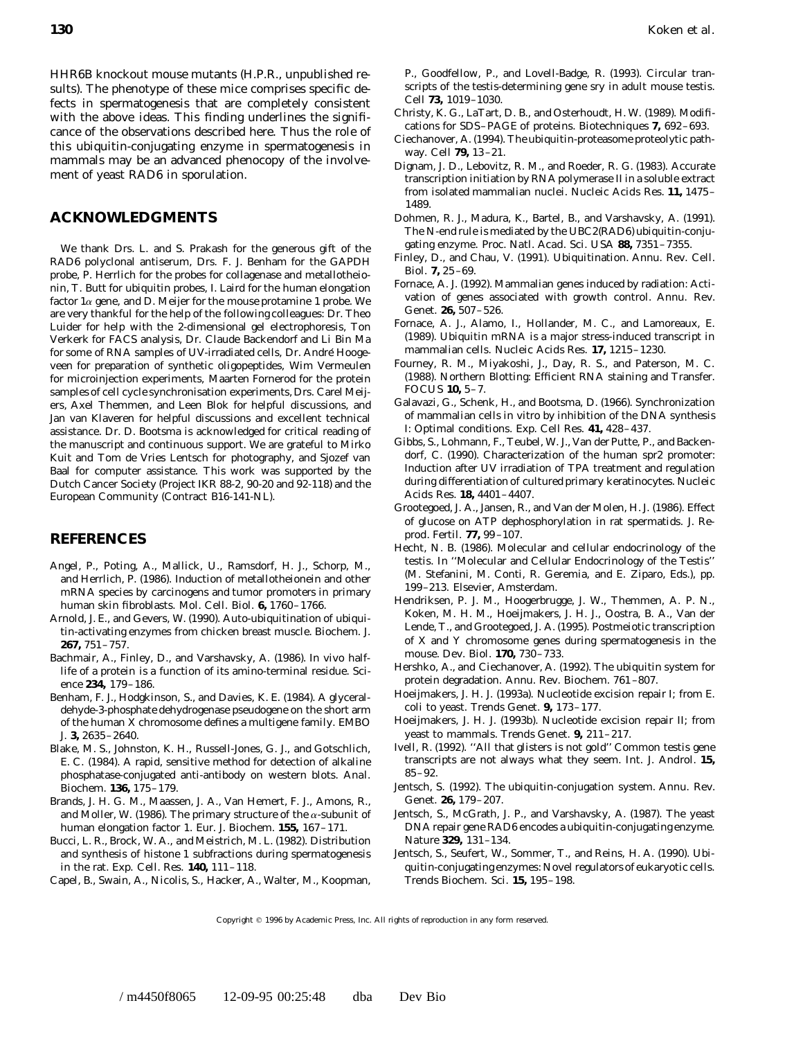HHR6B knockout mouse mutants (H.P.R., unpublished results). The phenotype of these mice comprises specific defects in spermatogenesis that are completely consistent with the above ideas. This finding underlines the significance of the observations described here. Thus the role of this ubiquitin-conjugating enzyme in spermatogenesis in mammals may be an advanced phenocopy of the involvement of yeast RAD6 in sporulation.

## ACKNOWLEDGMENTS

We thank Drs. L. and S. Prakash for the generous gift of the RAD6 polyclonal antiserum, Drs. F. J. Benham for the GAPDH probe, P. Herrlich for the probes for collagenase and metallotheionin, T. Butt for ubiquitin probes, I. Laird for the human elongation factor 1α gene, and D. Meijer for the mouse protamine 1 probe. We are very thankful for the help of the following colleagues: Dr. Theo Luider for help with the 2-dimensional gel electrophoresis, Ton Verkerk for FACS analysis, Dr. Claude Backendorf and Li Bin Ma for some of RNA samples of UV-irradiated cells, Dr. André Hoogeveen for preparation of synthetic oligopeptides, Wim Vermeulen for microinjection experiments, Maarten Fornerod for the protein samples of cell cycle synchronisation experiments, Drs. Carel Meijers, Axel Themmen, and Leen Blok for helpful discussions, and Jan van Klaveren for helpful discussions and excellent technical assistance. Dr. D. Bootsma is acknowledged for critical reading of the manuscript and continuous support. We are grateful to Mirko Kuit and Tom de Vries Lentsch for photography, and Sjozef van Baal for computer assistance. This work was supported by the Dutch Cancer Society (Project IKR 88-2, 90-20 and 92-118) and the European Community (Contract B16-141-NL).

## REFERENCES

Angel, P., Poting, A., Mallick, U., Ramsdorf, H. J., Schorp, M., and Herrlich, P. (1986). Induction of metallotheionein and other mRNA species by carcinogens and tumor promoters in primary human skin fibroblasts. *Mol. Cell. Biol.* **6,** 1760–1766.

Arnold, J. E., and Gevers, W. (1990). Auto-ubiquitination of ubiquitin-activating enzymes from chicken breast muscle. *Biochem. J.* **267,** 751–757.

Bachmair, A., Finley, D., and Varshavsky, A. (1986). In vivo half-life of a protein is a function of its amino-terminal residue. *Science* **234,** 179–186.

Benham, F. J., Hodgkinson, S., and Davies, K. E. (1984). A glyceraldehyde-3-phosphate dehydrogenase pseudogene on the short arm of the human X chromosome defines a multigene family. *EMBO J.* **3,** 2635–2640.

Blake, M. S., Johnston, K. H., Russell-Jones, G. J., and Gotschlich, E. C. (1984). A rapid, sensitive method for detection of alkaline phosphatase-conjugated anti-antibody on western blots. *Anal. Biochem.* **136,** 175–179.

Brands, J. H. G. M., Maassen, J. A., Van Hemert, F. J., Amons, R., and Moller, W. (1986). The primary structure of the α-subunit of human elongation factor 1. *Eur. J. Biochem.* **155,** 167–171.

Bucci, L. R., Brock, W. A., and Meistrich, M. L. (1982). Distribution and synthesis of histone 1 subfractions during spermatogenesis in the rat. *Exp. Cell. Res.* **140,** 111–118.

Capel, B., Swain, A., Nicolis, S., Hacker, A., Walter, M., Koopman, P., Goodfellow, P., and Lovell-Badge, R. (1993). Circular transcripts of the testis-determining gene sry in adult mouse testis. *Cell* **73,** 1019–1030.

Christy, K. G., LaTart, D. B., and Osterhoudt, H. W. (1989). Modifications for SDS–PAGE of proteins. *Biotechniques* **7,** 692–693.

Ciechanover, A. (1994). The ubiquitin-proteasome proteolytic pathway. *Cell* **79,** 13–21.

Dignam, J. D., Lebovitz, R. M., and Roeder, R. G. (1983). Accurate transcription initiation by RNA polymerase II in a soluble extract from isolated mammalian nuclei. *Nucleic Acids Res.* **11,** 1475–1489.

Dohmen, R. J., Madura, K., Bartel, B., and Varshavsky, A. (1991). The N-end rule is mediated by the UBC2(RAD6) ubiquitin-conjugating enzyme. *Proc. Natl. Acad. Sci. USA* **88,** 7351–7355.

Finley, D., and Chau, V. (1991). Ubiquitination. *Annu. Rev. Cell. Biol.* **7,** 25–69.

Fornace, A. J. (1992). Mammalian genes induced by radiation: Activation of genes associated with growth control. *Annu. Rev. Genet.* **26,** 507–526.

Fornace, A. J., Alamo, I., Hollander, M. C., and Lamoreaux, E. (1989). Ubiquitin mRNA is a major stress-induced transcript in mammalian cells. *Nucleic Acids Res.* **17,** 1215–1230.

Fourney, R. M., Miyakoshi, J., Day, R. S., and Paterson, M. C. (1988). Northern Blotting: Efficient RNA staining and Transfer. *FOCUS* **10,** 5–7.

Galavazi, G., Schenk, H., and Bootsma, D. (1966). Synchronization of mammalian cells in vitro by inhibition of the DNA synthesis I: Optimal conditions. *Exp. Cell Res.* **41,** 428–437.

Gibbs, S., Lohmann, F., Teubel, W. J., Van der Putte, P., and Backendorf, C. (1990). Characterization of the human spr2 promoter: Induction after UV irradiation of TPA treatment and regulation during differentiation of cultured primary keratinocytes. *Nucleic Acids Res.* **18,** 4401–4407.

Grootegoed, J. A., Jansen, R., and Van der Molen, H. J. (1986). Effect of glucose on ATP dephosphorylation in rat spermatids. *J. Reprod. Fertil.* **77,** 99–107.

Hecht, N. B. (1986). Molecular and cellular endocrinology of the testis. In "Molecular and Cellular Endocrinology of the Testis" (M. Stefanini, M. Conti, R. Geremia, and E. Ziparo, Eds.), pp. 199–213. Elsevier, Amsterdam.

Hendriksen, P. J. M., Hoogerbrugge, J. W., Themmen, A. P. N., Koken, M. H. M., Hoeijmakers, J. H. J., Oostra, B. A., Van der Lende, T., and Grootegoed, J. A. (1995). Postmeiotic transcription of X and Y chromosome genes during spermatogenesis in the mouse. *Dev. Biol.* **170,** 730–733.

Hershko, A., and Ciechanover, A. (1992). The ubiquitin system for protein degradation. *Annu. Rev. Biochem.* 761–807.

Hoeijmakers, J. H. J. (1993a). Nucleotide excision repair I; from E. coli to yeast. *Trends Genet.* **9,** 173–177.

Hoeijmakers, J. H. J. (1993b). Nucleotide excision repair II; from yeast to mammals. *Trends Genet.* **9,** 211–217.

Ivell, R. (1992). "All that glisters is not gold" Common testis gene transcripts are not always what they seem. *Int. J. Androl.* **15,** 85–92.

Jentsch, S. (1992). The ubiquitin-conjugation system. *Annu. Rev. Genet.* **26,** 179–207.

Jentsch, S., McGrath, J. P., and Varshavsky, A. (1987). The yeast DNA repair gene RAD6 encodes a ubiquitin-conjugating enzyme. *Nature* **329,** 131–134.

Jentsch, S., Seufert, W., Sommer, T., and Reins, H. A. (1990). Ubiquitin-conjugating enzymes: Novel regulators of eukaryotic cells. *Trends Biochem. Sci.* **15,** 195–198.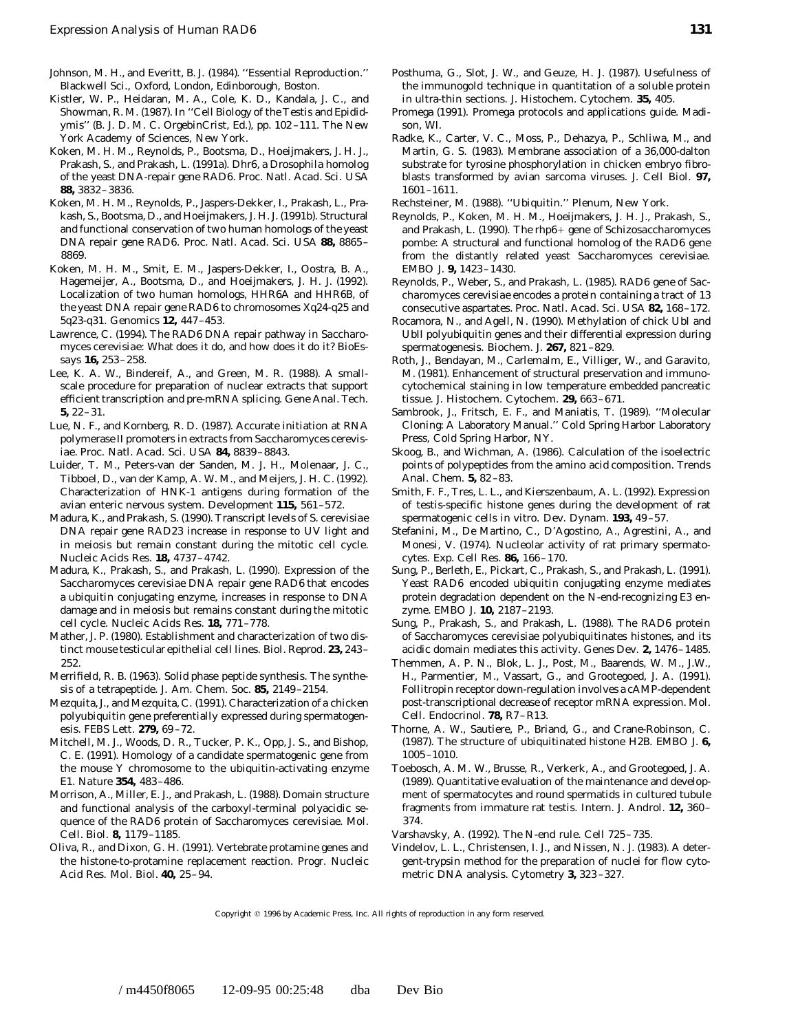Johnson, M. H., and Everitt, B. J. (1984). ''Essential Reproduction.'' Blackwell Sci., Oxford, London, Edinborough, Boston.

Kistler, W. P., Heidaran, M. A., Cole, K. D., Kandala, J. C., and Showman, R. M. (1987). In ''Cell Biology of the Testis and Epididymis'' (B. J. D. M. C. OrgebinCrist, Ed.), pp. 102–111. The New York Academy of Sciences, New York.

Koken, M. H. M., Reynolds, P., Bootsma, D., Hoeijmakers, J. H. J., Prakash, S., and Prakash, L. (1991a). Dhr6, a *Drosophila* homolog of the yeast DNA-repair gene RAD6. *Proc. Natl. Acad. Sci. USA* **88,** 3832–3836.

Koken, M. H. M., Reynolds, P., Jaspers-Dekker, I., Prakash, L., Prakash, S., Bootsma, D., and Hoeijmakers, J. H. J. (1991b). Structural and functional conservation of two human homologs of the yeast DNA repair gene RAD6. *Proc. Natl. Acad. Sci. USA* **88,** 8865–8869.

Koken, M. H. M., Smit, E. M., Jaspers-Dekker, I., Oostra, B. A., Hagemeijer, A., Bootsma, D., and Hoeijmakers, J. H. J. (1992). Localization of two human homologs, HHR6A and HHR6B, of the yeast DNA repair gene RAD6 to chromosomes Xq24-q25 and 5q23-q31. *Genomics* **12,** 447–453.

Lawrence, C. (1994). The RAD6 DNA repair pathway in *Saccharomyces cerevisiae*: What does it do, and how does it do it? *BioEssays* **16,** 253–258.

Lee, K. A. W., Bindereif, A., and Green, M. R. (1988). A small-scale procedure for preparation of nuclear extracts that support efficient transcription and pre-mRNA splicing. *Gene Anal. Tech.* **5,** 22–31.

Lue, N. F., and Kornberg, R. D. (1987). Accurate initiation at RNA polymerase II promoters in extracts from *Saccharomyces cerevisiae*. *Proc. Natl. Acad. Sci. USA* **84,** 8839–8843.

Luider, T. M., Peters-van der Sanden, M. J. H., Molenaar, J. C., Tibboel, D., van der Kamp, A. W. M., and Meijers, J. H. C. (1992). Characterization of HNK-1 antigens during formation of the avian enteric nervous system. *Development* **115,** 561–572.

Madura, K., and Prakash, S. (1990). Transcript levels of *S. cerevisiae* DNA repair gene RAD23 increase in response to UV light and in meiosis but remain constant during the mitotic cell cycle. *Nucleic Acids Res.* **18,** 4737–4742.

Madura, K., Prakash, S., and Prakash, L. (1990). Expression of the *Saccharomyces cerevisiae* DNA repair gene RAD6 that encodes a ubiquitin conjugating enzyme, increases in response to DNA damage and in meiosis but remains constant during the mitotic cell cycle. *Nucleic Acids Res.* **18,** 771–778.

Mather, J. P. (1980). Establishment and characterization of two distinct mouse testicular epithelial cell lines. *Biol. Reprod.* **23,** 243–252.

Merrifield, R. B. (1963). Solid phase peptide synthesis. The synthesis of a tetrapeptide. *J. Am. Chem. Soc.* **85,** 2149–2154.

Mezquita, J., and Mezquita, C. (1991). Characterization of a chicken polyubiquitin gene preferentially expressed during spermatogenesis. *FEBS Lett.* **279,** 69–72.

Mitchell, M. J., Woods, D. R., Tucker, P. K., Opp, J. S., and Bishop, C. E. (1991). Homology of a candidate spermatogenic gene from the mouse Y chromosome to the ubiquitin-activating enzyme E1. *Nature* **354,** 483–486.

Morrison, A., Miller, E. J., and Prakash, L. (1988). Domain structure and functional analysis of the carboxyl-terminal polyacidic sequence of the RAD6 protein of *Saccharomyces cerevisiae*. *Mol. Cell. Biol.* **8,** 1179–1185.

Oliva, R., and Dixon, G. H. (1991). Vertebrate protamine genes and the histone-to-protamine replacement reaction. *Progr. Nucleic Acid Res. Mol. Biol.* **40,** 25–94.

Posthuma, G., Slot, J. W., and Geuze, H. J. (1987). Usefulness of the immunogold technique in quantitation of a soluble protein in ultra-thin sections. *J. Histochem. Cytochem.* **35,** 405.

Promega (1991). Promega protocols and applications guide. Madison, WI.

Radke, K., Carter, V. C., Moss, P., Dehazya, P., Schliwa, M., and Martin, G. S. (1983). Membrane association of a 36,000-dalton substrate for tyrosine phosphorylation in chicken embryo fibroblasts transformed by avian sarcoma viruses. *J. Cell Biol.* **97,** 1601–1611.

Rechsteiner, M. (1988). ''Ubiquitin.'' Plenum, New York.

Reynolds, P., Koken, M. H. M., Hoeijmakers, J. H. J., Prakash, S., and Prakash, L. (1990). The rhp6+ gene of *Schizosaccharomyces pombe*: A structural and functional homolog of the RAD6 gene from the distantly related yeast *Saccharomyces cerevisiae*. *EMBO J.* **9,** 1423–1430.

Reynolds, P., Weber, S., and Prakash, L. (1985). RAD6 gene of *Saccharomyces cerevisiae* encodes a protein containing a tract of 13 consecutive aspartates. *Proc. Natl. Acad. Sci. USA* **82,** 168–172.

Rocamora, N., and Agell, N. (1990). Methylation of chick UbI and UbII polyubiquitin genes and their differential expression during spermatogenesis. *Biochem. J.* **267,** 821–829.

Roth, J., Bendayan, M., Carlemalm, E., Villiger, W., and Garavito, M. (1981). Enhancement of structural preservation and immunocytochemical staining in low temperature embedded pancreatic tissue. *J. Histochem. Cytochem.* **29,** 663–671.

Sambrook, J., Fritsch, E. F., and Maniatis, T. (1989). ''Molecular Cloning: A Laboratory Manual.'' Cold Spring Harbor Laboratory Press, Cold Spring Harbor, NY.

Skoog, B., and Wichman, A. (1986). Calculation of the isoelectric points of polypeptides from the amino acid composition. *Trends Anal. Chem.* **5,** 82–83.

Smith, F. F., Tres, L. L., and Kierszenbaum, A. L. (1992). Expression of testis-specific histone genes during the development of rat spermatogenic cells in vitro. *Dev. Dynam.* **193,** 49–57.

Stefanini, M., De Martino, C., D'Agostino, A., Agrestini, A., and Monesi, V. (1974). Nucleolar activity of rat primary spermatocytes. *Exp. Cell Res.* **86,** 166–170.

Sung, P., Berleth, E., Pickart, C., Prakash, S., and Prakash, L. (1991). Yeast RAD6 encoded ubiquitin conjugating enzyme mediates protein degradation dependent on the N-end-recognizing E3 enzyme. *EMBO J.* **10,** 2187–2193.

Sung, P., Prakash, S., and Prakash, L. (1988). The RAD6 protein of *Saccharomyces cerevisiae* polyubiquitinates histones, and its acidic domain mediates this activity. *Genes Dev.* **2,** 1476–1485.

Themmen, A. P. N., Blok, L. J., Post, M., Baarends, W. M., J.W., H., Parmentier, M., Vassart, G., and Grootegoed, J. A. (1991). Follitropin receptor down-regulation involves a cAMP-dependent post-transcriptional decrease of receptor mRNA expression. *Mol. Cell. Endocrinol.* **78,** R7–R13.

Thorne, A. W., Sautiere, P., Briand, G., and Crane-Robinson, C. (1987). The structure of ubiquitinated histone H2B. *EMBO J.* **6,** 1005–1010.

Toebosch, A. M. W., Brusse, R., Verkerk, A., and Grootegoed, J. A. (1989). Quantitative evaluation of the maintenance and development of spermatocytes and round spermatids in cultured tubule fragments from immature rat testis. *Intern. J. Androl.* **12,** 360–374.

Varshavsky, A. (1992). The N-end rule. *Cell* 725–735.

Vindelov, L. L., Christensen, I. J., and Nissen, N. J. (1983). A detergent-trypsin method for the preparation of nuclei for flow cytometric DNA analysis. *Cytometry* **3,** 323–327.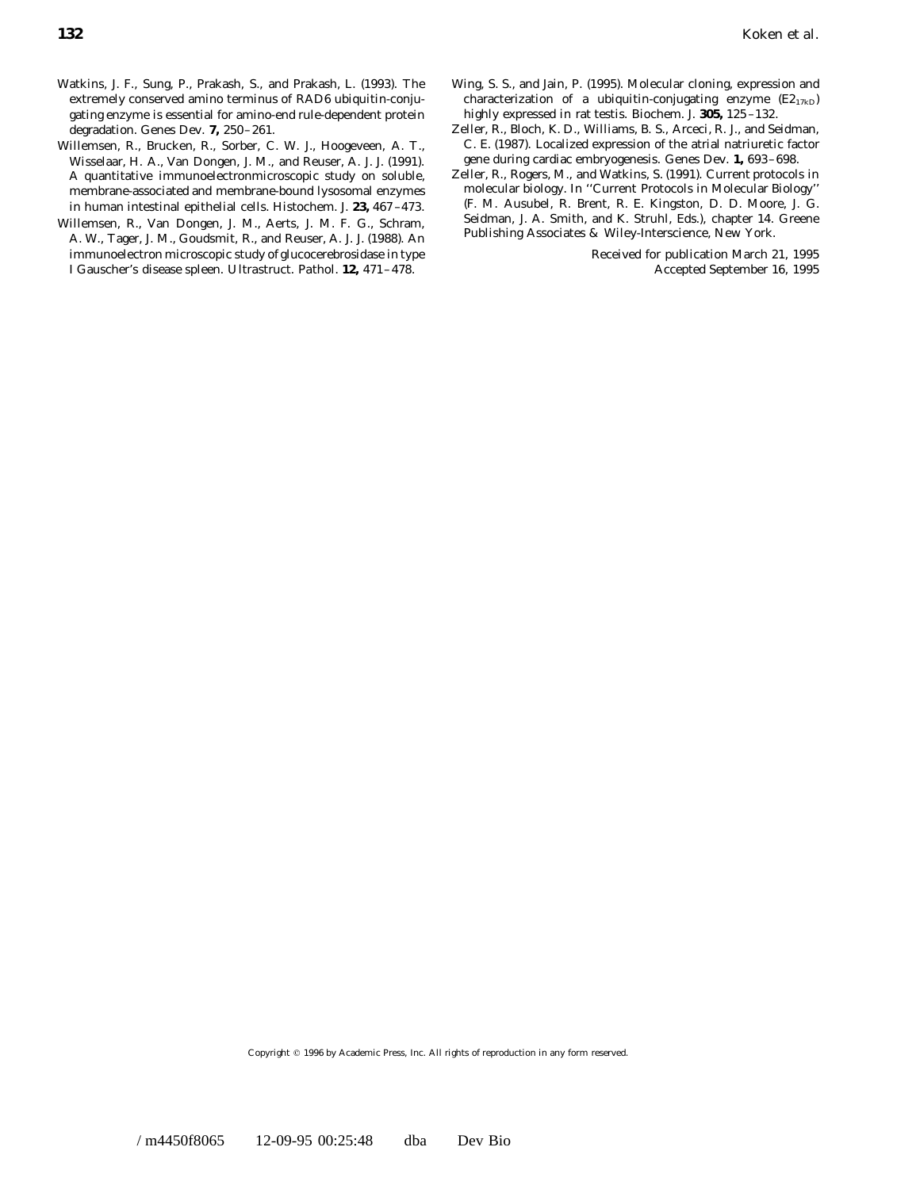Watkins, J. F., Sung, P., Prakash, S., and Prakash, L. (1993). The extremely conserved amino terminus of RAD6 ubiquitin-conjugating enzyme is essential for amino-end rule-dependent protein degradation. *Genes Dev.* **7,** 250–261.

Willemsen, R., Brucken, R., Sorber, C. W. J., Hoogeveen, A. T., Wisselaar, H. A., Van Dongen, J. M., and Reuser, A. J. J. (1991). A quantitative immunoelectronmicroscopic study on soluble, membrane-associated and membrane-bound lysosomal enzymes in human intestinal epithelial cells. *Histochem. J.* **23,** 467–473.

Willemsen, R., Van Dongen, J. M., Aerts, J. M. F. G., Schram, A. W., Tager, J. M., Goudsmit, R., and Reuser, A. J. J. (1988). An immunoelectron microscopic study of glucocerebrosidase in type I Gauscher's disease spleen. *Ultrastruct. Pathol.* **12,** 471–478.

Wing, S. S., and Jain, P. (1995). Molecular cloning, expression and characterization of a ubiquitin-conjugating enzyme ($E2_{17kD}$) highly expressed in rat testis. *Biochem. J.* **305,** 125–132.

Zeller, R., Bloch, K. D., Williams, B. S., Arceci, R. J., and Seidman, C. E. (1987). Localized expression of the atrial natriuretic factor gene during cardiac embryogenesis. *Genes Dev.* **1,** 693–698.

Zeller, R., Rogers, M., and Watkins, S. (1991). Current protocols in molecular biology. In ''Current Protocols in Molecular Biology'' (F. M. Ausubel, R. Brent, R. E. Kingston, D. D. Moore, J. G. Seidman, J. A. Smith, and K. Struhl, Eds.), chapter 14. Greene Publishing Associates & Wiley-Interscience, New York.

Received for publication March 21, 1995
Accepted September 16, 1995

Copyright © 1996 by Academic Press, Inc. All rights of reproduction in any form reserved.